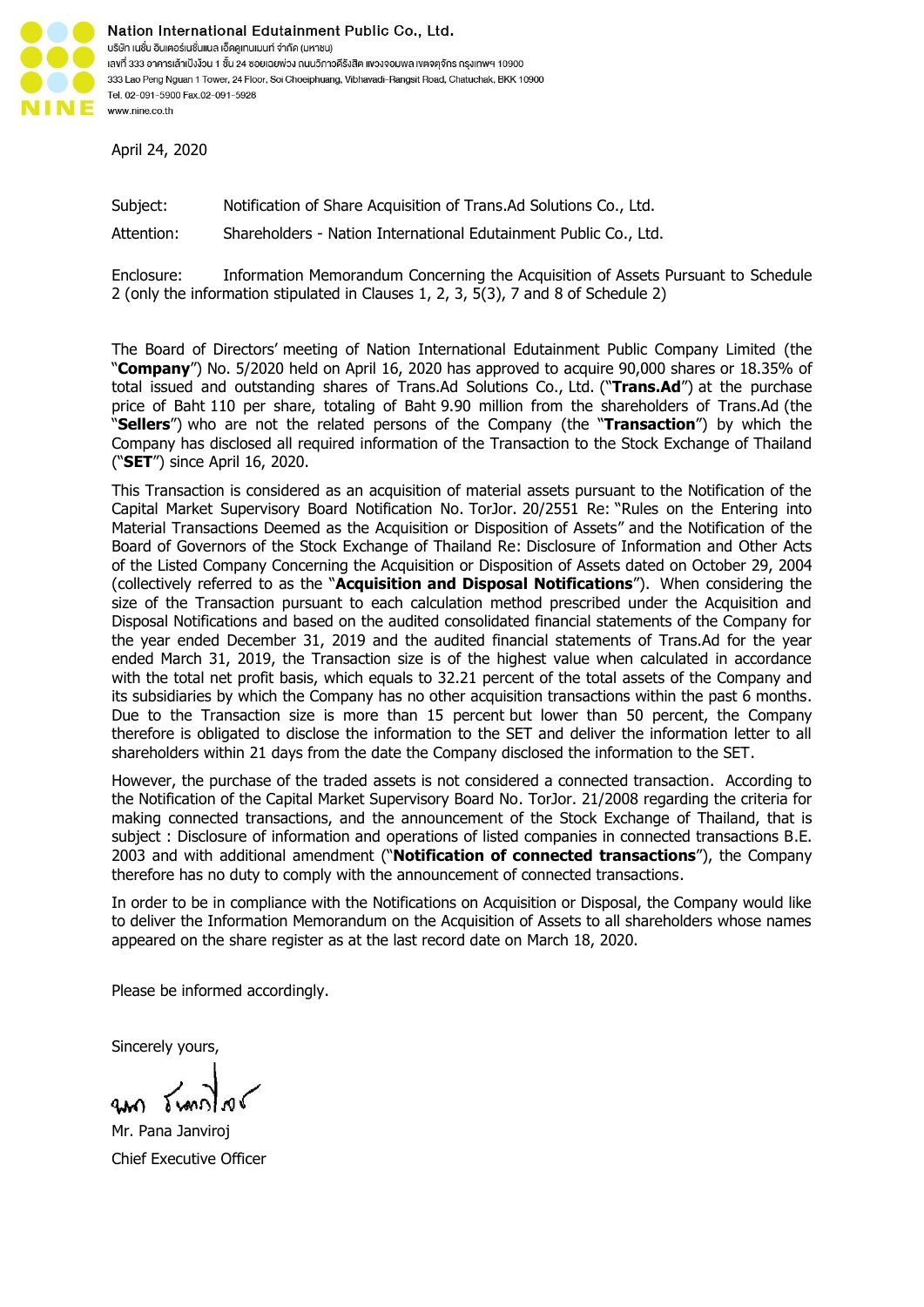Nation International Edutainment Public Co., Ltd.
บริษัท เนชั่น อินเตอร์เนชั่นแนล เอ็ดดูเทนเมนท์ จำกัด (มหาชน)
เลขที่ 333 อาคารเล้าเป้งง้วน 1 ชั้น 24 ซอยเฉยพ่วง ถนนวิภาวดีรังสิต แขวงจอมพล เขตจตุจักร กรุงเทพฯ 10900
333 Lao Peng Nguan 1 Tower, 24 Floor, Soi Choeiphuang, Vibhavadi-Rangsit Road, Chatuchak, BKK 10900
Tel. 02-091-5900 Fax.02-091-5928
www.nine.co.th

April 24, 2020

Subject: Notification of Share Acquisition of Trans.Ad Solutions Co., Ltd.

Attention: Shareholders - Nation International Edutainment Public Co., Ltd.

Enclosure: Information Memorandum Concerning the Acquisition of Assets Pursuant to Schedule 2 (only the information stipulated in Clauses 1, 2, 3, 5(3), 7 and 8 of Schedule 2)

The Board of Directors' meeting of Nation International Edutainment Public Company Limited (the "**Company**") No. 5/2020 held on April 16, 2020 has approved to acquire 90,000 shares or 18.35% of total issued and outstanding shares of Trans.Ad Solutions Co., Ltd. ("**Trans.Ad**") at the purchase price of Baht 110 per share, totaling of Baht 9.90 million from the shareholders of Trans.Ad (the "**Sellers**") who are not the related persons of the Company (the "**Transaction**") by which the Company has disclosed all required information of the Transaction to the Stock Exchange of Thailand ("**SET**") since April 16, 2020.

This Transaction is considered as an acquisition of material assets pursuant to the Notification of the Capital Market Supervisory Board Notification No. TorJor. 20/2551 Re: "Rules on the Entering into Material Transactions Deemed as the Acquisition or Disposition of Assets" and the Notification of the Board of Governors of the Stock Exchange of Thailand Re: Disclosure of Information and Other Acts of the Listed Company Concerning the Acquisition or Disposition of Assets dated on October 29, 2004 (collectively referred to as the "**Acquisition and Disposal Notifications**"). When considering the size of the Transaction pursuant to each calculation method prescribed under the Acquisition and Disposal Notifications and based on the audited consolidated financial statements of the Company for the year ended December 31, 2019 and the audited financial statements of Trans.Ad for the year ended March 31, 2019, the Transaction size is of the highest value when calculated in accordance with the total net profit basis, which equals to 32.21 percent of the total assets of the Company and its subsidiaries by which the Company has no other acquisition transactions within the past 6 months. Due to the Transaction size is more than 15 percent but lower than 50 percent, the Company therefore is obligated to disclose the information to the SET and deliver the information letter to all shareholders within 21 days from the date the Company disclosed the information to the SET.

However, the purchase of the traded assets is not considered a connected transaction. According to the Notification of the Capital Market Supervisory Board No. TorJor. 21/2008 regarding the criteria for making connected transactions, and the announcement of the Stock Exchange of Thailand, that is subject : Disclosure of information and operations of listed companies in connected transactions B.E. 2003 and with additional amendment ("**Notification of connected transactions**"), the Company therefore has no duty to comply with the announcement of connected transactions.

In order to be in compliance with the Notifications on Acquisition or Disposal, the Company would like to deliver the Information Memorandum on the Acquisition of Assets to all shareholders whose names appeared on the share register as at the last record date on March 18, 2020.

Please be informed accordingly.

Sincerely yours,

Mr. Pana Janviroj
Chief Executive Officer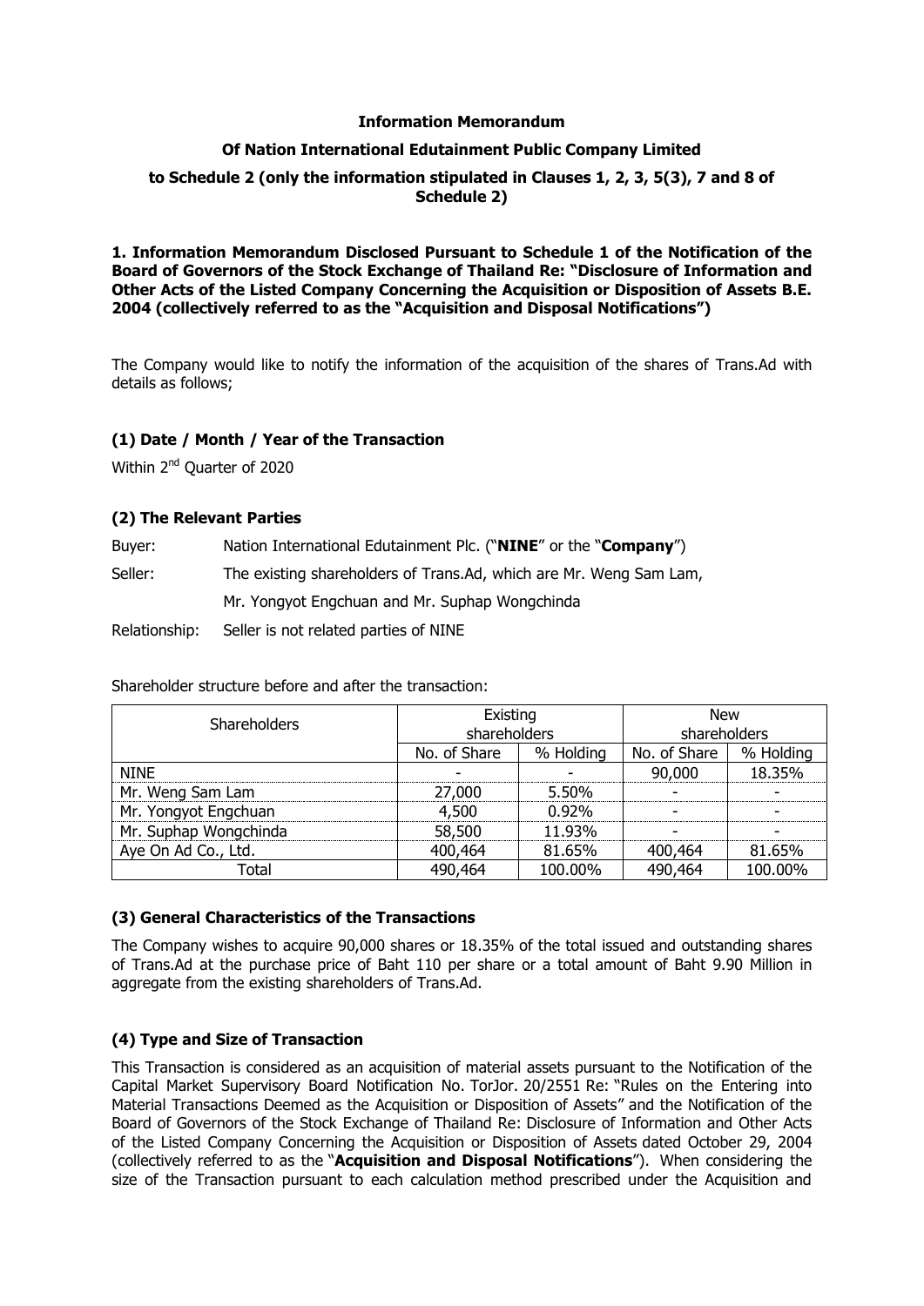**Information Memorandum**

**Of Nation International Edutainment Public Company Limited**

**to Schedule 2 (only the information stipulated in Clauses 1, 2, 3, 5(3), 7 and 8 of Schedule 2)**

**1. Information Memorandum Disclosed Pursuant to Schedule 1 of the Notification of the Board of Governors of the Stock Exchange of Thailand Re: "Disclosure of Information and Other Acts of the Listed Company Concerning the Acquisition or Disposition of Assets B.E. 2004 (collectively referred to as the "Acquisition and Disposal Notifications")**

The Company would like to notify the information of the acquisition of the shares of Trans.Ad with details as follows;

**(1) Date / Month / Year of the Transaction**

Within 2nd Quarter of 2020

**(2) The Relevant Parties**

Buyer: Nation International Edutainment Plc. ("**NINE**" or the "**Company**")

Seller: The existing shareholders of Trans.Ad, which are Mr. Weng Sam Lam, Mr. Yongyot Engchuan and Mr. Suphap Wongchinda

Relationship: Seller is not related parties of NINE

Shareholder structure before and after the transaction:

| Shareholders | Existing shareholders | | New shareholders | |
|---|---|---|---|---|
| | No. of Share | % Holding | No. of Share | % Holding |
| NINE | - | - | 90,000 | 18.35% |
| Mr. Weng Sam Lam | 27,000 | 5.50% | - | - |
| Mr. Yongyot Engchuan | 4,500 | 0.92% | - | - |
| Mr. Suphap Wongchinda | 58,500 | 11.93% | - | - |
| Aye On Ad Co., Ltd. | 400,464 | 81.65% | 400,464 | 81.65% |
| Total | 490,464 | 100.00% | 490,464 | 100.00% |

**(3) General Characteristics of the Transactions**

The Company wishes to acquire 90,000 shares or 18.35% of the total issued and outstanding shares of Trans.Ad at the purchase price of Baht 110 per share or a total amount of Baht 9.90 Million in aggregate from the existing shareholders of Trans.Ad.

**(4) Type and Size of Transaction**

This Transaction is considered as an acquisition of material assets pursuant to the Notification of the Capital Market Supervisory Board Notification No. TorJor. 20/2551 Re: "Rules on the Entering into Material Transactions Deemed as the Acquisition or Disposition of Assets" and the Notification of the Board of Governors of the Stock Exchange of Thailand Re: Disclosure of Information and Other Acts of the Listed Company Concerning the Acquisition or Disposition of Assets dated October 29, 2004 (collectively referred to as the "**Acquisition and Disposal Notifications**"). When considering the size of the Transaction pursuant to each calculation method prescribed under the Acquisition and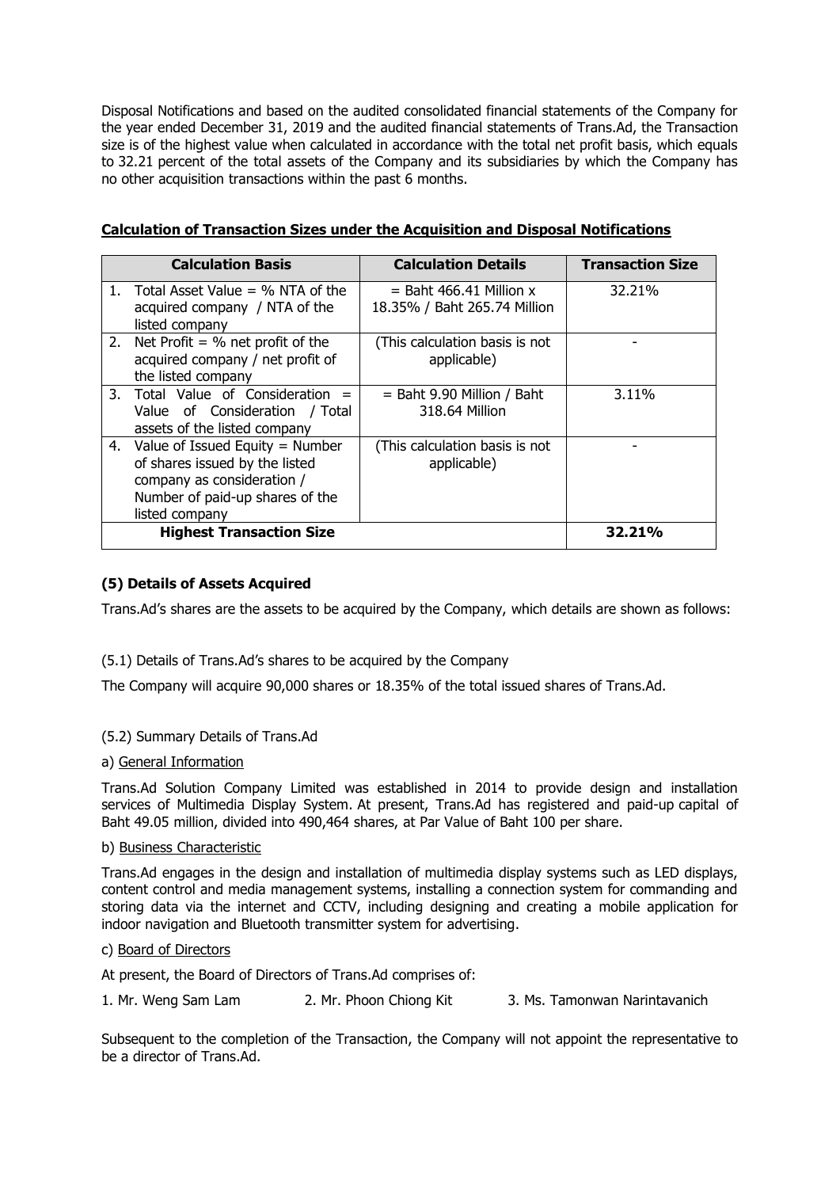Disposal Notifications and based on the audited consolidated financial statements of the Company for the year ended December 31, 2019 and the audited financial statements of Trans.Ad, the Transaction size is of the highest value when calculated in accordance with the total net profit basis, which equals to 32.21 percent of the total assets of the Company and its subsidiaries by which the Company has no other acquisition transactions within the past 6 months.

**Calculation of Transaction Sizes under the Acquisition and Disposal Notifications**

| Calculation Basis | Calculation Details | Transaction Size |
|---|---|---|
| 1. Total Asset Value = % NTA of the acquired company / NTA of the listed company | = Baht 466.41 Million x 18.35% / Baht 265.74 Million | 32.21% |
| 2. Net Profit = % net profit of the acquired company / net profit of the listed company | (This calculation basis is not applicable) | - |
| 3. Total Value of Consideration = Value of Consideration / Total assets of the listed company | = Baht 9.90 Million / Baht 318.64 Million | 3.11% |
| 4. Value of Issued Equity = Number of shares issued by the listed company as consideration / Number of paid-up shares of the listed company | (This calculation basis is not applicable) | - |
| **Highest Transaction Size** | | **32.21%** |

### (5) Details of Assets Acquired

Trans.Ad's shares are the assets to be acquired by the Company, which details are shown as follows:

(5.1) Details of Trans.Ad's shares to be acquired by the Company

The Company will acquire 90,000 shares or 18.35% of the total issued shares of Trans.Ad.

(5.2) Summary Details of Trans.Ad

a) General Information

Trans.Ad Solution Company Limited was established in 2014 to provide design and installation services of Multimedia Display System. At present, Trans.Ad has registered and paid-up capital of Baht 49.05 million, divided into 490,464 shares, at Par Value of Baht 100 per share.

b) Business Characteristic

Trans.Ad engages in the design and installation of multimedia display systems such as LED displays, content control and media management systems, installing a connection system for commanding and storing data via the internet and CCTV, including designing and creating a mobile application for indoor navigation and Bluetooth transmitter system for advertising.

c) Board of Directors

At present, the Board of Directors of Trans.Ad comprises of:

1. Mr. Weng Sam Lam
2. Mr. Phoon Chiong Kit
3. Ms. Tamonwan Narintavanich

Subsequent to the completion of the Transaction, the Company will not appoint the representative to be a director of Trans.Ad.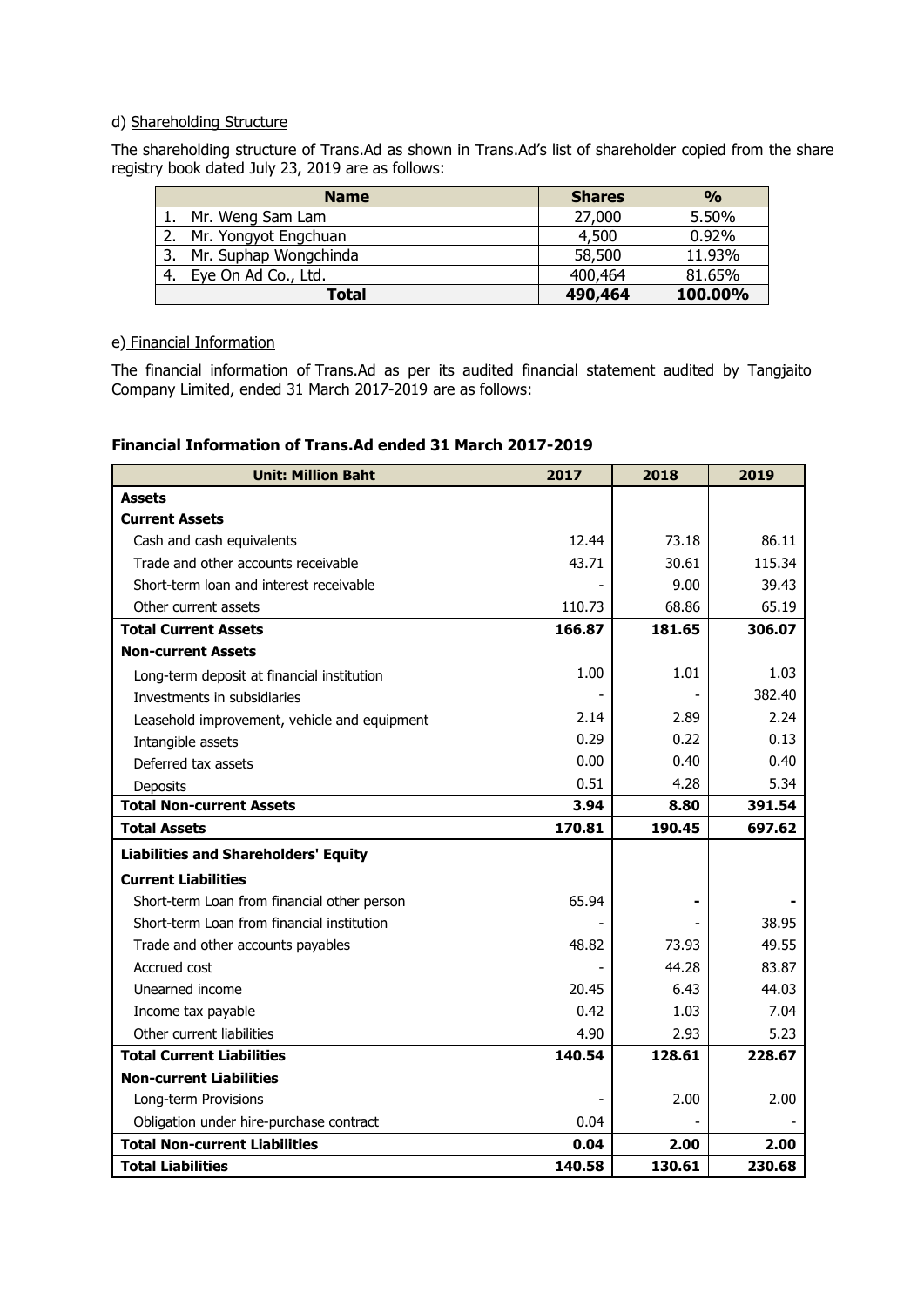d) Shareholding Structure

The shareholding structure of Trans.Ad as shown in Trans.Ad's list of shareholder copied from the share registry book dated July 23, 2019 are as follows:

| Name | Shares | % |
|---|---|---|
| 1. Mr. Weng Sam Lam | 27,000 | 5.50% |
| 2. Mr. Yongyot Engchuan | 4,500 | 0.92% |
| 3. Mr. Suphap Wongchinda | 58,500 | 11.93% |
| 4. Eye On Ad Co., Ltd. | 400,464 | 81.65% |
| **Total** | **490,464** | **100.00%** |

e) Financial Information

The financial information of Trans.Ad as per its audited financial statement audited by Tangjaito Company Limited, ended 31 March 2017-2019 are as follows:

**Financial Information of Trans.Ad ended 31 March 2017-2019**

| Unit: Million Baht | 2017 | 2018 | 2019 |
|---|---|---|---|
| **Assets** | | | |
| **Current Assets** | | | |
| Cash and cash equivalents | 12.44 | 73.18 | 86.11 |
| Trade and other accounts receivable | 43.71 | 30.61 | 115.34 |
| Short-term loan and interest receivable | - | 9.00 | 39.43 |
| Other current assets | 110.73 | 68.86 | 65.19 |
| **Total Current Assets** | **166.87** | **181.65** | **306.07** |
| **Non-current Assets** | | | |
| Long-term deposit at financial institution | 1.00 | 1.01 | 1.03 |
| Investments in subsidiaries | - | - | 382.40 |
| Leasehold improvement, vehicle and equipment | 2.14 | 2.89 | 2.24 |
| Intangible assets | 0.29 | 0.22 | 0.13 |
| Deferred tax assets | 0.00 | 0.40 | 0.40 |
| Deposits | 0.51 | 4.28 | 5.34 |
| **Total Non-current Assets** | **3.94** | **8.80** | **391.54** |
| **Total Assets** | **170.81** | **190.45** | **697.62** |
| **Liabilities and Shareholders' Equity** | | | |
| **Current Liabilities** | | | |
| Short-term Loan from financial other person | 65.94 | - | - |
| Short-term Loan from financial institution | - | - | 38.95 |
| Trade and other accounts payables | 48.82 | 73.93 | 49.55 |
| Accrued cost | - | 44.28 | 83.87 |
| Unearned income | 20.45 | 6.43 | 44.03 |
| Income tax payable | 0.42 | 1.03 | 7.04 |
| Other current liabilities | 4.90 | 2.93 | 5.23 |
| **Total Current Liabilities** | **140.54** | **128.61** | **228.67** |
| **Non-current Liabilities** | | | |
| Long-term Provisions | - | 2.00 | 2.00 |
| Obligation under hire-purchase contract | 0.04 | - | - |
| **Total Non-current Liabilities** | **0.04** | **2.00** | **2.00** |
| **Total Liabilities** | **140.58** | **130.61** | **230.68** |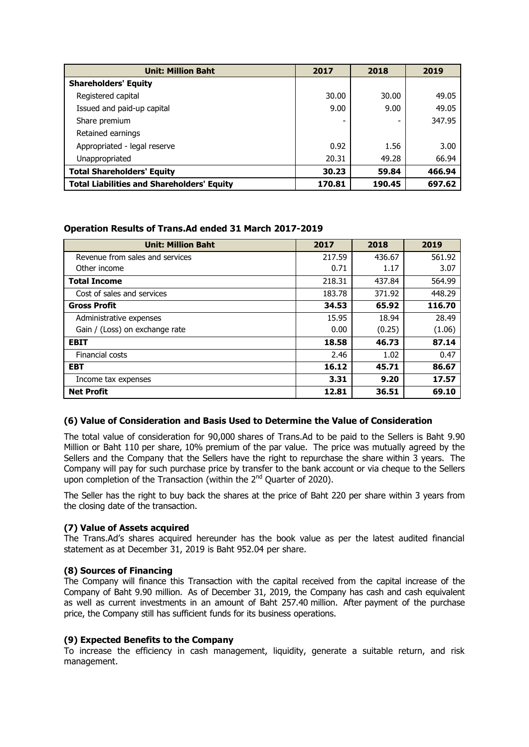| Unit: Million Baht | 2017 | 2018 | 2019 |
|---|---|---|---|
| **Shareholders' Equity** | | | |
| Registered capital | 30.00 | 30.00 | 49.05 |
| Issued and paid-up capital | 9.00 | 9.00 | 49.05 |
| Share premium | - | - | 347.95 |
| Retained earnings | | | |
| Appropriated - legal reserve | 0.92 | 1.56 | 3.00 |
| Unappropriated | 20.31 | 49.28 | 66.94 |
| **Total Shareholders' Equity** | **30.23** | **59.84** | **466.94** |
| **Total Liabilities and Shareholders' Equity** | **170.81** | **190.45** | **697.62** |

**Operation Results of Trans.Ad ended 31 March 2017-2019**

| Unit: Million Baht | 2017 | 2018 | 2019 |
|---|---|---|---|
| Revenue from sales and services | 217.59 | 436.67 | 561.92 |
| Other income | 0.71 | 1.17 | 3.07 |
| **Total Income** | 218.31 | 437.84 | 564.99 |
| Cost of sales and services | 183.78 | 371.92 | 448.29 |
| **Gross Profit** | **34.53** | **65.92** | **116.70** |
| Administrative expenses | 15.95 | 18.94 | 28.49 |
| Gain / (Loss) on exchange rate | 0.00 | (0.25) | (1.06) |
| **EBIT** | **18.58** | **46.73** | **87.14** |
| Financial costs | 2.46 | 1.02 | 0.47 |
| **EBT** | **16.12** | **45.71** | **86.67** |
| Income tax expenses | **3.31** | **9.20** | **17.57** |
| **Net Profit** | **12.81** | **36.51** | **69.10** |

### (6) Value of Consideration and Basis Used to Determine the Value of Consideration

The total value of consideration for 90,000 shares of Trans.Ad to be paid to the Sellers is Baht 9.90 Million or Baht 110 per share, 10% premium of the par value. The price was mutually agreed by the Sellers and the Company that the Sellers have the right to repurchase the share within 3 years. The Company will pay for such purchase price by transfer to the bank account or via cheque to the Sellers upon completion of the Transaction (within the 2nd Quarter of 2020).

The Seller has the right to buy back the shares at the price of Baht 220 per share within 3 years from the closing date of the transaction.

### (7) Value of Assets acquired

The Trans.Ad's shares acquired hereunder has the book value as per the latest audited financial statement as at December 31, 2019 is Baht 952.04 per share.

### (8) Sources of Financing

The Company will finance this Transaction with the capital received from the capital increase of the Company of Baht 9.90 million. As of December 31, 2019, the Company has cash and cash equivalent as well as current investments in an amount of Baht 257.40 million. After payment of the purchase price, the Company still has sufficient funds for its business operations.

### (9) Expected Benefits to the Company

To increase the efficiency in cash management, liquidity, generate a suitable return, and risk management.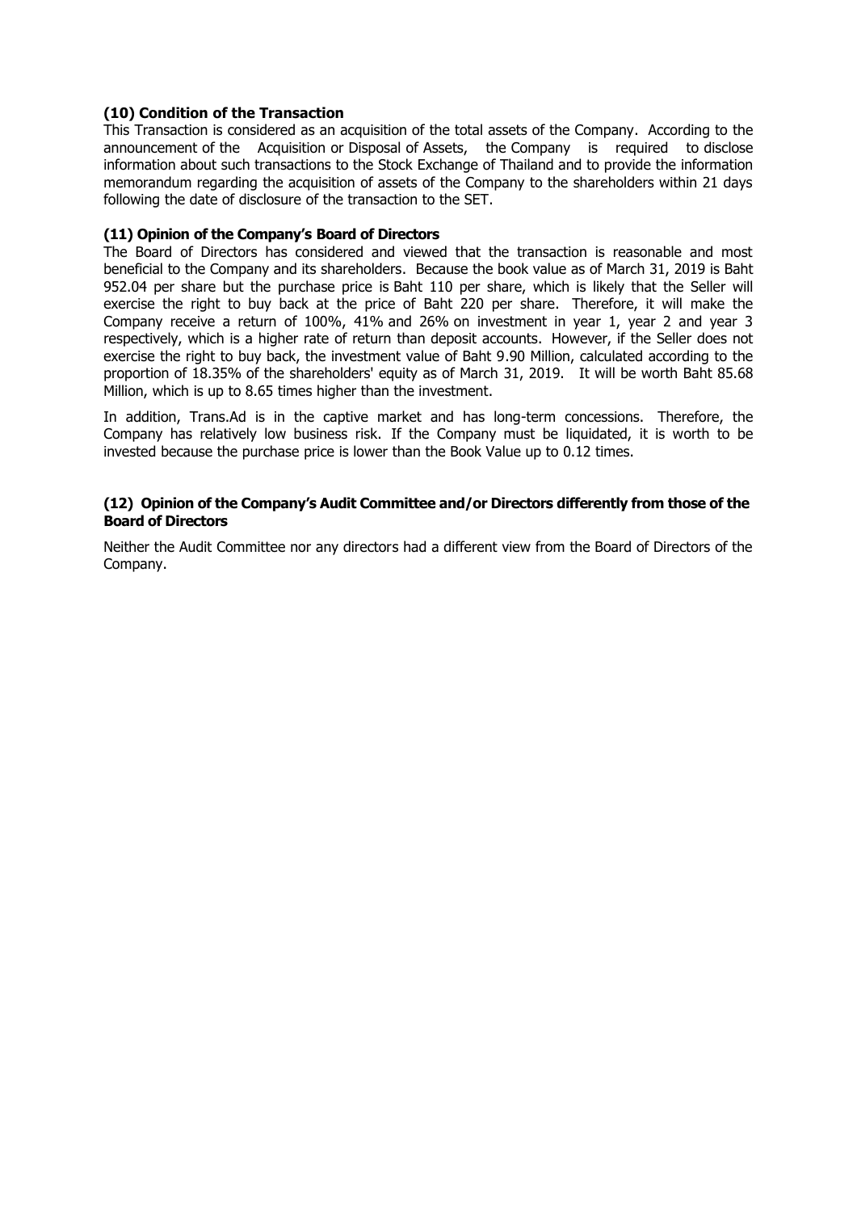**(10) Condition of the Transaction**

This Transaction is considered as an acquisition of the total assets of the Company. According to the announcement of the Acquisition or Disposal of Assets, the Company is required to disclose information about such transactions to the Stock Exchange of Thailand and to provide the information memorandum regarding the acquisition of assets of the Company to the shareholders within 21 days following the date of disclosure of the transaction to the SET.

**(11) Opinion of the Company's Board of Directors**

The Board of Directors has considered and viewed that the transaction is reasonable and most beneficial to the Company and its shareholders. Because the book value as of March 31, 2019 is Baht 952.04 per share but the purchase price is Baht 110 per share, which is likely that the Seller will exercise the right to buy back at the price of Baht 220 per share. Therefore, it will make the Company receive a return of 100%, 41% and 26% on investment in year 1, year 2 and year 3 respectively, which is a higher rate of return than deposit accounts. However, if the Seller does not exercise the right to buy back, the investment value of Baht 9.90 Million, calculated according to the proportion of 18.35% of the shareholders' equity as of March 31, 2019. It will be worth Baht 85.68 Million, which is up to 8.65 times higher than the investment.

In addition, Trans.Ad is in the captive market and has long-term concessions. Therefore, the Company has relatively low business risk. If the Company must be liquidated, it is worth to be invested because the purchase price is lower than the Book Value up to 0.12 times.

**(12) Opinion of the Company's Audit Committee and/or Directors differently from those of the Board of Directors**

Neither the Audit Committee nor any directors had a different view from the Board of Directors of the Company.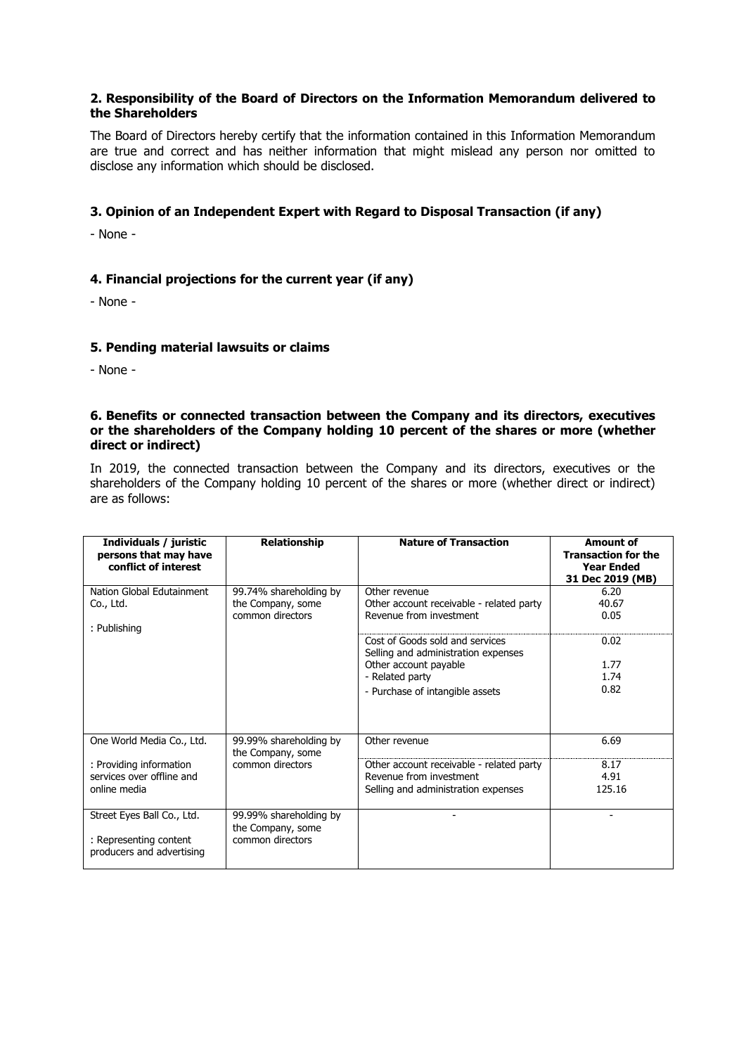## 2. Responsibility of the Board of Directors on the Information Memorandum delivered to the Shareholders

The Board of Directors hereby certify that the information contained in this Information Memorandum are true and correct and has neither information that might mislead any person nor omitted to disclose any information which should be disclosed.

## 3. Opinion of an Independent Expert with Regard to Disposal Transaction (if any)

- None -

## 4. Financial projections for the current year (if any)

- None -

## 5. Pending material lawsuits or claims

- None -

## 6. Benefits or connected transaction between the Company and its directors, executives or the shareholders of the Company holding 10 percent of the shares or more (whether direct or indirect)

In 2019, the connected transaction between the Company and its directors, executives or the shareholders of the Company holding 10 percent of the shares or more (whether direct or indirect) are as follows:

| Individuals / juristic persons that may have conflict of interest | Relationship | Nature of Transaction | Amount of Transaction for the Year Ended 31 Dec 2019 (MB) |
|---|---|---|---|
| Nation Global Edutainment Co., Ltd.<br><br>: Publishing | 99.74% shareholding by the Company, some common directors | Other revenue<br>Other account receivable - related party<br>Revenue from investment | 6.20<br>40.67<br>0.05 |
| | | Cost of Goods sold and services<br>Selling and administration expenses<br>Other account payable<br>- Related party<br>- Purchase of intangible assets | 0.02<br><br>1.77<br>1.74<br>0.82 |
| One World Media Co., Ltd.<br><br>: Providing information services over offline and online media | 99.99% shareholding by the Company, some common directors | Other revenue | 6.69 |
| | | Other account receivable - related party<br>Revenue from investment<br>Selling and administration expenses | 8.17<br>4.91<br>125.16 |
| Street Eyes Ball Co., Ltd.<br><br>: Representing content producers and advertising | 99.99% shareholding by the Company, some common directors | - | - |